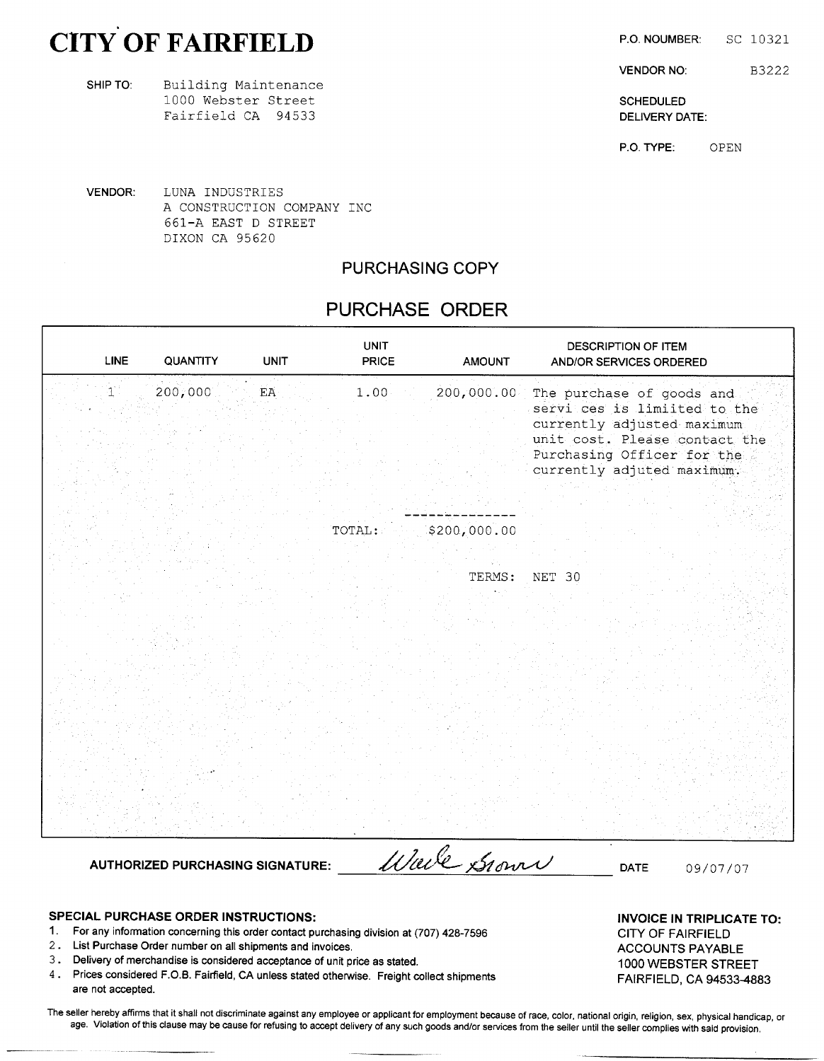# CITY OF FAIRFIELD

P.O. NOUMBER: SC 10321

VENDOR NO: B3222

SCHEDULED DELIVERY DATE:

P.O. TYPE: OPEN

SHIP TO: Building Maintenance
1000 Webster Street
Fairfield CA 94533

VENDOR: LUNA INDUSTRIES
A CONSTRUCTION COMPANY INC
661-A EAST D STREET
DIXON CA 95620

## PURCHASING COPY

## PURCHASE ORDER

| LINE | QUANTITY | UNIT | UNIT PRICE | AMOUNT | DESCRIPTION OF ITEM AND/OR SERVICES ORDERED |
|---|---|---|---|---|---|
| 1 | 200,000 | EA | 1.00 | 200,000.00 | The purchase of goods and servi ces is limiited to the currently adjusted maximum unit cost. Please contact the Purchasing Officer for the currently adjuted maximum. |
| | | | TOTAL: | $200,000.00 | |
| | | | | TERMS: | NET 30 |

AUTHORIZED PURCHASING SIGNATURE: Wade Brown DATE 09/07/07

**SPECIAL PURCHASE ORDER INSTRUCTIONS:**

1. For any information concerning this order contact purchasing division at (707) 428-7596
2. List Purchase Order number on all shipments and invoices.
3. Delivery of merchandise is considered acceptance of unit price as stated.
4. Prices considered F.O.B. Fairfield, CA unless stated otherwise. Freight collect shipments are not accepted.

**INVOICE IN TRIPLICATE TO:**
CITY OF FAIRFIELD
ACCOUNTS PAYABLE
1000 WEBSTER STREET
FAIRFIELD, CA 94533-4883

The seller hereby affirms that it shall not discriminate against any employee or applicant for employment because of race, color, national origin, religion, sex, physical handicap, or age. Violation of this clause may be cause for refusing to accept delivery of any such goods and/or services from the seller until the seller complies with said provision.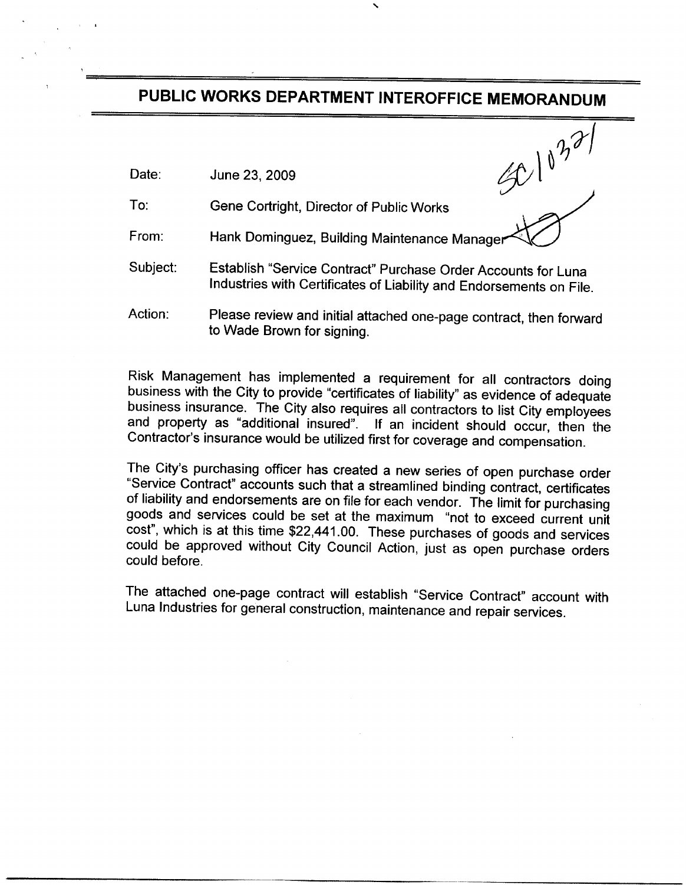# PUBLIC WORKS DEPARTMENT INTEROFFICE MEMORANDUM

SC10321

Date: June 23, 2009

To: Gene Cortright, Director of Public Works

From: Hank Dominguez, Building Maintenance Manager

Subject: Establish "Service Contract" Purchase Order Accounts for Luna Industries with Certificates of Liability and Endorsements on File.

Action: Please review and initial attached one-page contract, then forward to Wade Brown for signing.

Risk Management has implemented a requirement for all contractors doing business with the City to provide "certificates of liability" as evidence of adequate business insurance. The City also requires all contractors to list City employees and property as "additional insured". If an incident should occur, then the Contractor's insurance would be utilized first for coverage and compensation.

The City's purchasing officer has created a new series of open purchase order "Service Contract" accounts such that a streamlined binding contract, certificates of liability and endorsements are on file for each vendor. The limit for purchasing goods and services could be set at the maximum "not to exceed current unit cost", which is at this time $22,441.00. These purchases of goods and services could be approved without City Council Action, just as open purchase orders could before.

The attached one-page contract will establish "Service Contract" account with Luna Industries for general construction, maintenance and repair services.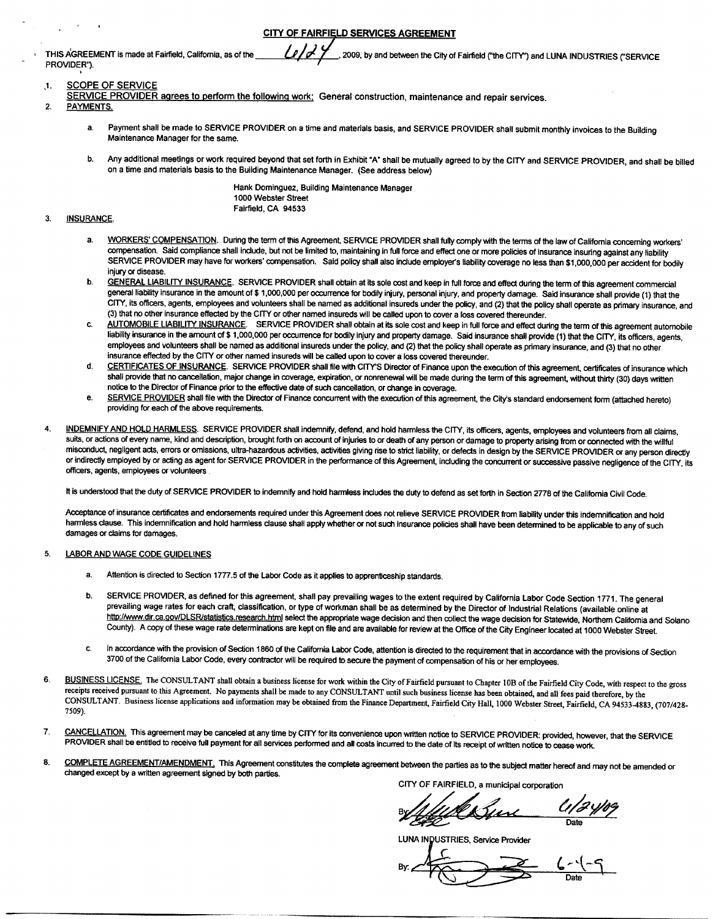## CITY OF FAIRFIELD SERVICES AGREEMENT

THIS AGREEMENT is made at Fairfield, California, as of the 6/24, 2009, by and between the City of Fairfield ("the CITY") and LUNA INDUSTRIES ("SERVICE PROVIDER").

1. SCOPE OF SERVICE
   SERVICE PROVIDER agrees to perform the following work: General construction, maintenance and repair services.

2. PAYMENTS.

   a. Payment shall be made to SERVICE PROVIDER on a time and materials basis, and SERVICE PROVIDER shall submit monthly invoices to the Building Maintenance Manager for the same.

   b. Any additional meetings or work required beyond that set forth in Exhibit "A" shall be mutually agreed to by the CITY and SERVICE PROVIDER, and shall be billed on a time and materials basis to the Building Maintenance Manager. (See address below)

   Hank Dominguez, Building Maintenance Manager
   1000 Webster Street
   Fairfield, CA 94533

3. INSURANCE.

   a. WORKERS' COMPENSATION. During the term of this Agreement, SERVICE PROVIDER shall fully comply with the terms of the law of California concerning workers' compensation. Said compliance shall include, but not be limited to, maintaining in full force and effect one or more policies of insurance insuring against any liability SERVICE PROVIDER may have for workers' compensation. Said policy shall also include employer's liability coverage no less than $1,000,000 per accident for bodily injury or disease.

   b. GENERAL LIABILITY INSURANCE. SERVICE PROVIDER shall obtain at its sole cost and keep in full force and effect during the term of this agreement commercial general liability insurance in the amount of $ 1,000,000 per occurrence for bodily injury, personal injury, and property damage. Said insurance shall provide (1) that the CITY, its officers, agents, employees and volunteers shall be named as additional insureds under the policy, and (2) that the policy shall operate as primary insurance, and (3) that no other insurance effected by the CITY or other named insureds will be called upon to cover a loss covered thereunder.

   c. AUTOMOBILE LIABILITY INSURANCE. SERVICE PROVIDER shall obtain at its sole cost and keep in full force and effect during the term of this agreement automobile liability insurance in the amount of $ 1,000,000 per occurrence for bodily injury and property damage. Said insurance shall provide (1) that the CITY, its officers, agents, employees and volunteers shall be named as additional insureds under the policy, and (2) that the policy shall operate as primary insurance, and (3) that no other insurance effected by the CITY or other named insureds will be called upon to cover a loss covered thereunder.

   d. CERTIFICATES OF INSURANCE. SERVICE PROVIDER shall file with CITY'S Director of Finance upon the execution of this agreement, certificates of insurance which shall provide that no cancellation, major change in coverage, expiration, or nonrenewal will be made during the term of this agreement, without thirty (30) days written notice to the Director of Finance prior to the effective date of such cancellation, or change in coverage.

   e. SERVICE PROVIDER shall file with the Director of Finance concurrent with the execution of this agreement, the City's standard endorsement form (attached hereto) providing for each of the above requirements.

4. INDEMNIFY AND HOLD HARMLESS. SERVICE PROVIDER shall indemnify, defend, and hold harmless the CITY, its officers, agents, employees and volunteers from all claims, suits, or actions of every name, kind and description, brought forth on account of injuries to or death of any person or damage to property arising from or connected with the willful misconduct, negligent acts, errors or omissions, ultra-hazardous activities, activities giving rise to strict liability, or defects in design by the SERVICE PROVIDER or any person directly or indirectly employed by or acting as agent for SERVICE PROVIDER in the performance of this Agreement, including the concurrent or successive passive negligence of the CITY, its officers, agents, employees or volunteers.

   It is understood that the duty of SERVICE PROVIDER to indemnify and hold harmless includes the duty to defend as set forth in Section 2778 of the California Civil Code.

   Acceptance of insurance certificates and endorsements required under this Agreement does not relieve SERVICE PROVIDER from liability under this indemnification and hold harmless clause. This indemnification and hold harmless clause shall apply whether or not such insurance policies shall have been determined to be applicable to any of such damages or claims for damages.

5. LABOR AND WAGE CODE GUIDELINES

   a. Attention is directed to Section 1777.5 of the Labor Code as it applies to apprenticeship standards.

   b. SERVICE PROVIDER, as defined for this agreement, shall pay prevailing wages to the extent required by California Labor Code Section 1771. The general prevailing wage rates for each craft, classification, or type of workman shall be as determined by the Director of Industrial Relations (available online at http://www.dir.ca.gov/DLSR/statistics.research.html select the appropriate wage decision and then collect the wage decision for Statewide, Northern California and Solano County). A copy of these wage rate determinations are kept on file and are available for review at the Office of the City Engineer located at 1000 Webster Street.

   c. In accordance with the provision of Section 1860 of the California Labor Code, attention is directed to the requirement that in accordance with the provisions of Section 3700 of the California Labor Code, every contractor will be required to secure the payment of compensation of his or her employees.

6. BUSINESS LICENSE. The CONSULTANT shall obtain a business license for work within the City of Fairfield pursuant to Chapter 10B of the Fairfield City Code, with respect to the gross receipts received pursuant to this Agreement. No payments shall be made to any CONSULTANT until such business license has been obtained, and all fees paid therefore, by the CONSULTANT. Business license applications and information may be obtained from the Finance Department, Fairfield City Hall, 1000 Webster Street, Fairfield, CA 94533-4883, (707/428-7509).

7. CANCELLATION. This agreement may be canceled at any time by CITY for its convenience upon written notice to SERVICE PROVIDER: provided, however, that the SERVICE PROVIDER shall be entitled to receive full payment for all services performed and all costs incurred to the date of its receipt of written notice to cease work.

8. COMPLETE AGREEMENT/AMENDMENT. This Agreement constitutes the complete agreement between the parties as to the subject matter hereof and may not be amended or changed except by a written agreement signed by both parties.

CITY OF FAIRFIELD, a municipal corporation

By: [signature] 6/24/09
Date

LUNA INDUSTRIES, Service Provider

By: [signature] 6-1-9
Date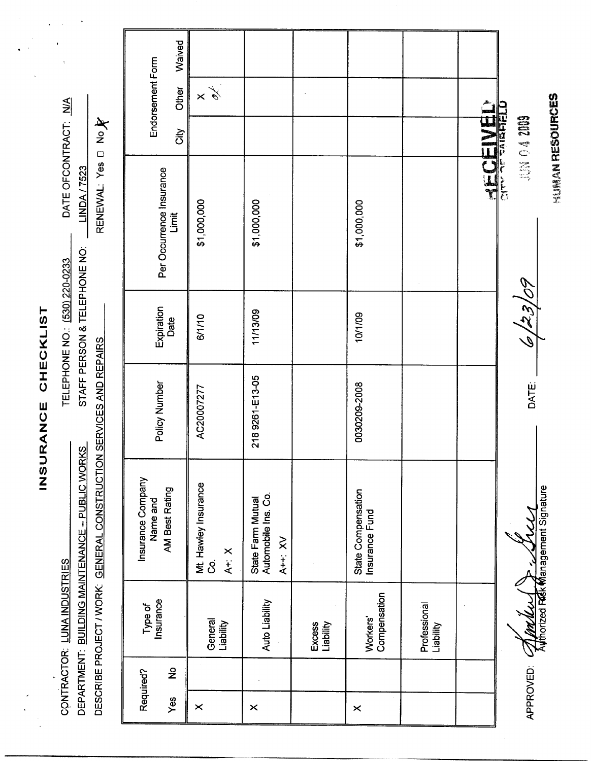# INSURANCE CHECKLIST

CONTRACTOR: LUNA INDUSTRIES  TELEPHONE NO.: (530) 220-0233  DATE OF CONTRACT: N/A

DEPARTMENT: BUILDING MAINTENANCE – PUBLIC WORKS  STAFF PERSON & TELEPHONE NO: LINDA / 7523

DESCRIBE PROJECT / WORK: GENERAL CONSTRUCTION SERVICES AND REPAIRS  RENEWAL: Yes ☐ No X

| Required? | | Type of Insurance | Insurance Company Name and AM Best Rating | Policy Number | Expiration Date | Per Occurrence Insurance Limit | Endorsement Form | | |
|---|---|---|---|---|---|---|---|---|---|
| Yes | No | | | | | | City | Other | Waived |
| X | | General Liability | Mt. Hawley Insurance Co. A+: X | AC20007277 | 6/1/10 | $1,000,000 | | X ok | |
| X | | Auto Liability | State Farm Mutual Automobile Ins. Co. A++: XV | 218 9261-E13-05 | 11/13/09 | $1,000,000 | | | |
| | | Excess Liability | | | | | | | |
| X | | Workers' Compensation | State Compensation Insurance Fund | 0030209-2008 | 10/1/09 | $1,000,000 | | | |
| | | Professional Liability | | | | | | | |
| | | | | | | | | | |

APPROVED: [signature] Authorized Risk Management Signature  DATE: 6/23/09

RECEIVED
CITY OF FAIRFIELD
JUN 04 2009
HUMAN RESOURCES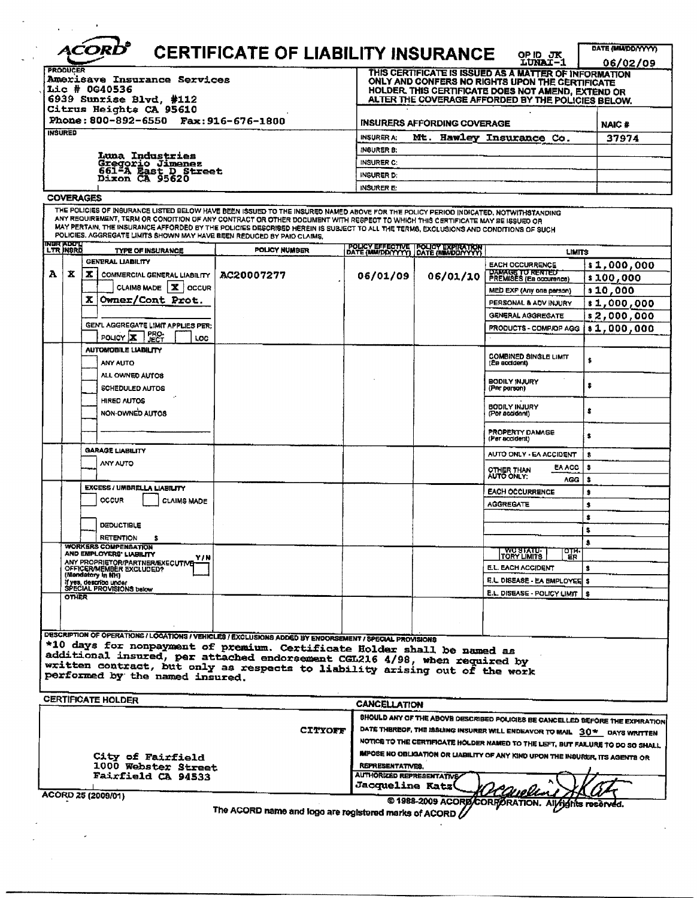# ACORD CERTIFICATE OF LIABILITY INSURANCE

OP ID JK
LUNAI-1

DATE (MM/DD/YYYY): 06/02/09

**PRODUCER**

Amerisave Insurance Services
Lic # 0G40536
6939 Sunrise Blvd, #112
Citrus Heights CA 95610
Phone: 800-892-6550 Fax: 916-676-1800

THIS CERTIFICATE IS ISSUED AS A MATTER OF INFORMATION ONLY AND CONFERS NO RIGHTS UPON THE CERTIFICATE HOLDER. THIS CERTIFICATE DOES NOT AMEND, EXTEND OR ALTER THE COVERAGE AFFORDED BY THE POLICIES BELOW.

**INSURED**

Luna Industries
Gregorio Jimenez
661-A East D Street
Dixon CA 95620

| INSURERS AFFORDING COVERAGE | | NAIC # |
|---|---|---|
| INSURER A: | Mt. Hawley Insurance Co. | 37974 |
| INSURER B: | | |
| INSURER C: | | |
| INSURER D: | | |
| INSURER E: | | |

**COVERAGES**

THE POLICIES OF INSURANCE LISTED BELOW HAVE BEEN ISSUED TO THE INSURED NAMED ABOVE FOR THE POLICY PERIOD INDICATED. NOTWITHSTANDING ANY REQUIREMENT, TERM OR CONDITION OF ANY CONTRACT OR OTHER DOCUMENT WITH RESPECT TO WHICH THIS CERTIFICATE MAY BE ISSUED OR MAY PERTAIN, THE INSURANCE AFFORDED BY THE POLICIES DESCRIBED HEREIN IS SUBJECT TO ALL THE TERMS, EXCLUSIONS AND CONDITIONS OF SUCH POLICIES. AGGREGATE LIMITS SHOWN MAY HAVE BEEN REDUCED BY PAID CLAIMS.

| INSR LTR | ADD'L INSRD | TYPE OF INSURANCE | POLICY NUMBER | POLICY EFFECTIVE DATE (MM/DD/YYYY) | POLICY EXPIRATION DATE (MM/DD/YYYY) | LIMITS | |
|---|---|---|---|---|---|---|---|
| A | X | GENERAL LIABILITY<br>X COMMERCIAL GENERAL LIABILITY<br>CLAIMS MADE [X] OCCUR<br>X Owner/Cont Prot.<br>GEN'L AGGREGATE LIMIT APPLIES PER: POLICY [X] PROJECT [ ] LOC [ ] | AC20007277 | 06/01/09 | 06/01/10 | EACH OCCURRENCE | $1,000,000 |
| | | | | | | DAMAGE TO RENTED PREMISES (Ea occurence) | $100,000 |
| | | | | | | MED EXP (Any one person) | $10,000 |
| | | | | | | PERSONAL & ADV INJURY | $1,000,000 |
| | | | | | | GENERAL AGGREGATE | $2,000,000 |
| | | | | | | PRODUCTS - COMP/OP AGG | $1,000,000 |
| | | AUTOMOBILE LIABILITY<br>ANY AUTO<br>ALL OWNED AUTOS<br>SCHEDULED AUTOS<br>HIRED AUTOS<br>NON-OWNED AUTOS | | | | COMBINED SINGLE LIMIT (Ea accident) | $ |
| | | | | | | BODILY INJURY (Per person) | $ |
| | | | | | | BODILY INJURY (Per accident) | $ |
| | | | | | | PROPERTY DAMAGE (Per accident) | $ |
| | | GARAGE LIABILITY<br>ANY AUTO | | | | AUTO ONLY - EA ACCIDENT | $ |
| | | | | | | OTHER THAN AUTO ONLY: EA ACC | $ |
| | | | | | | AGG | $ |
| | | EXCESS / UMBRELLA LIABILITY<br>OCCUR [ ] CLAIMS MADE [ ]<br>DEDUCTIBLE<br>RETENTION $ | | | | EACH OCCURRENCE | $ |
| | | | | | | AGGREGATE | $ |
| | | | | | | | $ |
| | | | | | | | $ |
| | | | | | | | $ |
| | | WORKERS COMPENSATION AND EMPLOYERS' LIABILITY Y/N<br>ANY PROPRIETOR/PARTNER/EXECUTIVE OFFICER/MEMBER EXCLUDED? (Mandatory in NH)<br>If yes, describe under SPECIAL PROVISIONS below | | | | WC STATUTORY LIMITS / OTHER | |
| | | | | | | E.L. EACH ACCIDENT | $ |
| | | | | | | E.L. DISEASE - EA EMPLOYEE | $ |
| | | | | | | E.L. DISEASE - POLICY LIMIT | $ |
| | | OTHER | | | | | |

**DESCRIPTION OF OPERATIONS / LOCATIONS / VEHICLES / EXCLUSIONS ADDED BY ENDORSEMENT / SPECIAL PROVISIONS**

*10 days for nonpayment of premium. Certificate Holder shall be named as additional insured, per attached endorsement CGL216 4/98, when required by written contract, but only as respects to liability arising out of the work performed by the named insured.

**CERTIFICATE HOLDER**

CITYOFF

City of Fairfield
1000 Webster Street
Fairfield CA 94533

**CANCELLATION**

SHOULD ANY OF THE ABOVE DESCRIBED POLICIES BE CANCELLED BEFORE THE EXPIRATION DATE THEREOF, THE ISSUING INSURER WILL ENDEAVOR TO MAIL 30* DAYS WRITTEN NOTICE TO THE CERTIFICATE HOLDER NAMED TO THE LEFT, BUT FAILURE TO DO SO SHALL IMPOSE NO OBLIGATION OR LIABILITY OF ANY KIND UPON THE INSURER, ITS AGENTS OR REPRESENTATIVES.

AUTHORIZED REPRESENTATIVE
Jacqueline Katz

ACORD 25 (2009/01)

© 1988-2009 ACORD CORPORATION. All rights reserved.

The ACORD name and logo are registered marks of ACORD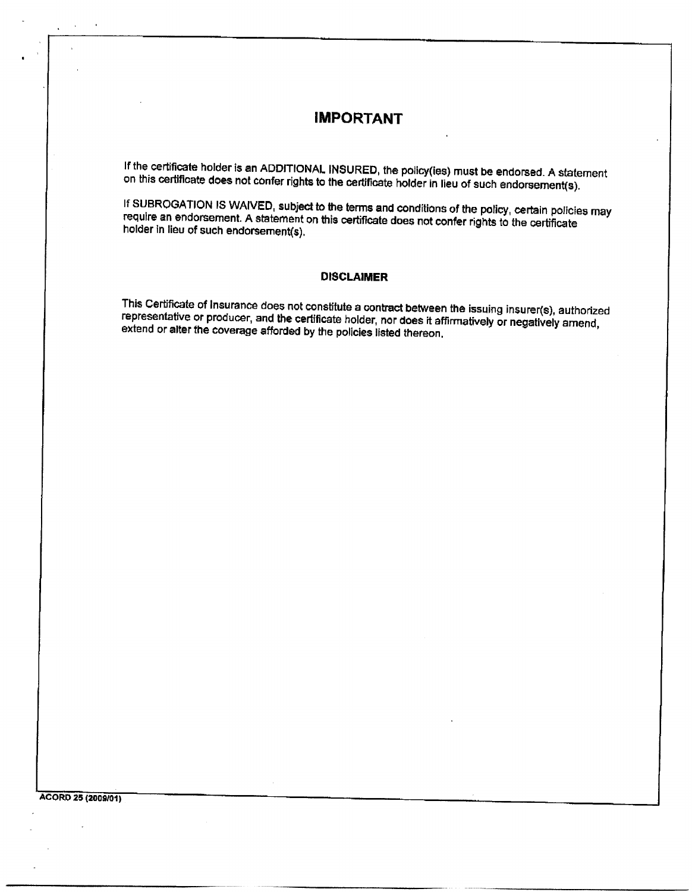# IMPORTANT

If the certificate holder is an ADDITIONAL INSURED, the policy(ies) must be endorsed. A statement on this certificate does not confer rights to the certificate holder in lieu of such endorsement(s).

If SUBROGATION IS WAIVED, subject to the terms and conditions of the policy, certain policies may require an endorsement. A statement on this certificate does not confer rights to the certificate holder in lieu of such endorsement(s).

## DISCLAIMER

This Certificate of Insurance does not constitute a contract between the issuing insurer(s), authorized representative or producer, and the certificate holder, nor does it affirmatively or negatively amend, extend or alter the coverage afforded by the policies listed thereon.

ACORD 25 (2009/01)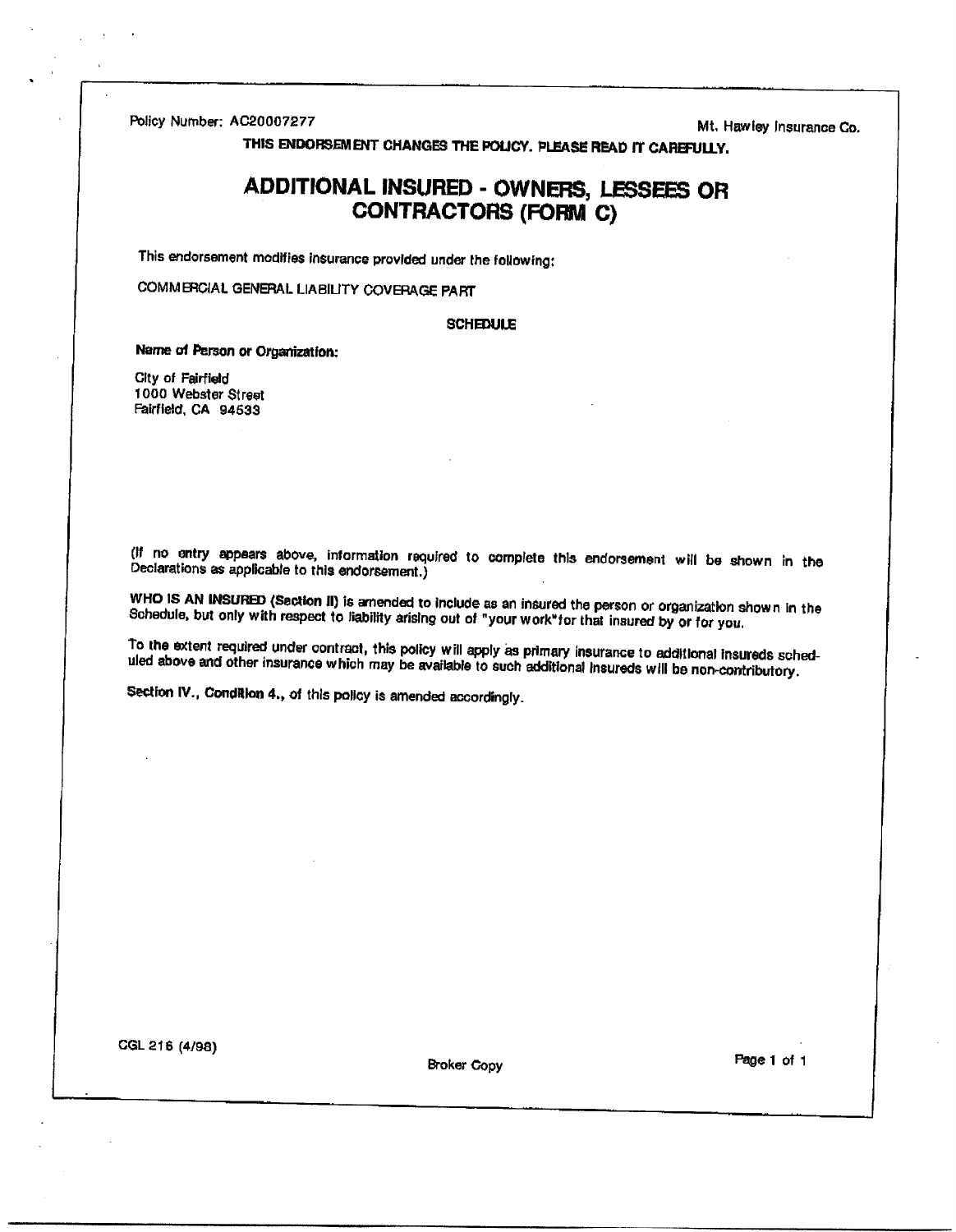Policy Number: AC20007277 Mt. Hawley Insurance Co.

**THIS ENDORSEMENT CHANGES THE POLICY. PLEASE READ IT CAREFULLY.**

# ADDITIONAL INSURED - OWNERS, LESSEES OR CONTRACTORS (FORM C)

This endorsement modifies insurance provided under the following:

COMMERCIAL GENERAL LIABILITY COVERAGE PART

**SCHEDULE**

**Name of Person or Organization:**

City of Fairfield
1000 Webster Street
Fairfield, CA 94533

(If no entry appears above, information required to complete this endorsement will be shown in the Declarations as applicable to this endorsement.)

**WHO IS AN INSURED (Section II)** is amended to include as an insured the person or organization shown in the Schedule, but only with respect to liability arising out of "your work" for that insured by or for you.

To the extent required under contract, this policy will apply as primary insurance to additional insureds scheduled above and other insurance which may be available to such additional insureds will be non-contributory.

**Section IV., Condition 4.,** of this policy is amended accordingly.

CGL 216 (4/98) Broker Copy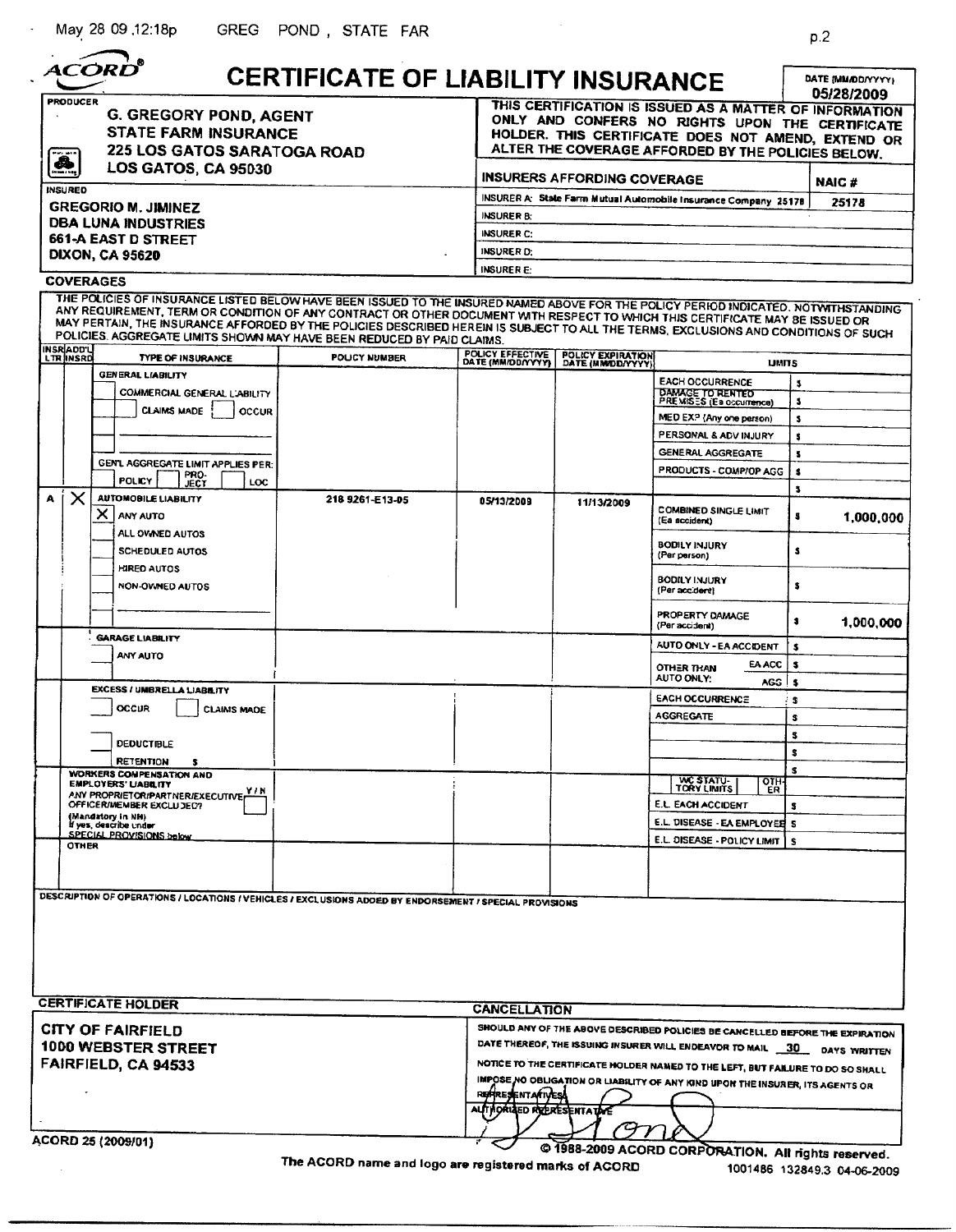# ACORD CERTIFICATE OF LIABILITY INSURANCE

DATE (MM/DD/YYYY): 05/28/2009

**PRODUCER**
G. GREGORY POND, AGENT
STATE FARM INSURANCE
225 LOS GATOS SARATOGA ROAD
LOS GATOS, CA 95030

THIS CERTIFICATION IS ISSUED AS A MATTER OF INFORMATION ONLY AND CONFERS NO RIGHTS UPON THE CERTIFICATE HOLDER. THIS CERTIFICATE DOES NOT AMEND, EXTEND OR ALTER THE COVERAGE AFFORDED BY THE POLICIES BELOW.

**INSURED**
GREGORIO M. JIMINEZ
DBA LUNA INDUSTRIES
661-A EAST D STREET
DIXON, CA 95620

| INSURERS AFFORDING COVERAGE | NAIC # |
|---|---|
| INSURER A: State Farm Mutual Automobile Insurance Company 25178 | 25178 |
| INSURER B: | |
| INSURER C: | |
| INSURER D: | |
| INSURER E: | |

## COVERAGES

THE POLICIES OF INSURANCE LISTED BELOW HAVE BEEN ISSUED TO THE INSURED NAMED ABOVE FOR THE POLICY PERIOD INDICATED. NOTWITHSTANDING ANY REQUIREMENT, TERM OR CONDITION OF ANY CONTRACT OR OTHER DOCUMENT WITH RESPECT TO WHICH THIS CERTIFICATE MAY BE ISSUED OR MAY PERTAIN, THE INSURANCE AFFORDED BY THE POLICIES DESCRIBED HEREIN IS SUBJECT TO ALL THE TERMS, EXCLUSIONS AND CONDITIONS OF SUCH POLICIES. AGGREGATE LIMITS SHOWN MAY HAVE BEEN REDUCED BY PAID CLAIMS.

| INSR LTR | ADD'L INSRD | TYPE OF INSURANCE | POLICY NUMBER | POLICY EFFECTIVE DATE (MM/DD/YYYY) | POLICY EXPIRATION DATE (MM/DD/YYYY) | LIMITS | |
|---|---|---|---|---|---|---|---|
| | | GENERAL LIABILITY<br>COMMERCIAL GENERAL LIABILITY<br>CLAIMS MADE / OCCUR<br>GEN'L AGGREGATE LIMIT APPLIES PER: POLICY / PROJECT / LOC | | | | EACH OCCURRENCE | $ |
| | | | | | | DAMAGE TO RENTED PREMISES (Ea occurrence) | $ |
| | | | | | | MED EXP (Any one person) | $ |
| | | | | | | PERSONAL & ADV INJURY | $ |
| | | | | | | GENERAL AGGREGATE | $ |
| | | | | | | PRODUCTS - COMP/OP AGG | $ |
| A | X | AUTOMOBILE LIABILITY<br>X ANY AUTO<br>ALL OWNED AUTOS<br>SCHEDULED AUTOS<br>HIRED AUTOS<br>NON-OWNED AUTOS | 218 9261-E13-05 | 05/13/2009 | 11/13/2009 | COMBINED SINGLE LIMIT (Ea accident) | $ 1,000,000 |
| | | | | | | BODILY INJURY (Per person) | $ |
| | | | | | | BODILY INJURY (Per accident) | $ |
| | | | | | | PROPERTY DAMAGE (Per accident) | $ 1,000,000 |
| | | GARAGE LIABILITY<br>ANY AUTO | | | | AUTO ONLY - EA ACCIDENT | $ |
| | | | | | | OTHER THAN AUTO ONLY: EA ACC | $ |
| | | | | | | AGG | $ |
| | | EXCESS / UMBRELLA LIABILITY<br>OCCUR / CLAIMS MADE<br>DEDUCTIBLE<br>RETENTION $ | | | | EACH OCCURRENCE | $ |
| | | | | | | AGGREGATE | $ |
| | | WORKERS COMPENSATION AND EMPLOYERS' LIABILITY<br>ANY PROPRIETOR/PARTNER/EXECUTIVE OFFICER/MEMBER EXCLUDED? Y/N<br>(Mandatory in NH)<br>If yes, describe under SPECIAL PROVISIONS below | | | | WC STATUTORY LIMITS / OTHER | |
| | | | | | | E.L. EACH ACCIDENT | $ |
| | | | | | | E.L. DISEASE - EA EMPLOYEE | $ |
| | | | | | | E.L. DISEASE - POLICY LIMIT | $ |
| | | OTHER | | | | | |

DESCRIPTION OF OPERATIONS / LOCATIONS / VEHICLES / EXCLUSIONS ADDED BY ENDORSEMENT / SPECIAL PROVISIONS

**CERTIFICATE HOLDER**
CITY OF FAIRFIELD
1000 WEBSTER STREET
FAIRFIELD, CA 94533

**CANCELLATION**
SHOULD ANY OF THE ABOVE DESCRIBED POLICIES BE CANCELLED BEFORE THE EXPIRATION DATE THEREOF, THE ISSUING INSURER WILL ENDEAVOR TO MAIL 30 DAYS WRITTEN NOTICE TO THE CERTIFICATE HOLDER NAMED TO THE LEFT, BUT FAILURE TO DO SO SHALL IMPOSE NO OBLIGATION OR LIABILITY OF ANY KIND UPON THE INSURER, ITS AGENTS OR REPRESENTATIVES.

AUTHORIZED REPRESENTATIVE

ACORD 25 (2009/01) © 1988-2009 ACORD CORPORATION. All rights reserved.

The ACORD name and logo are registered marks of ACORD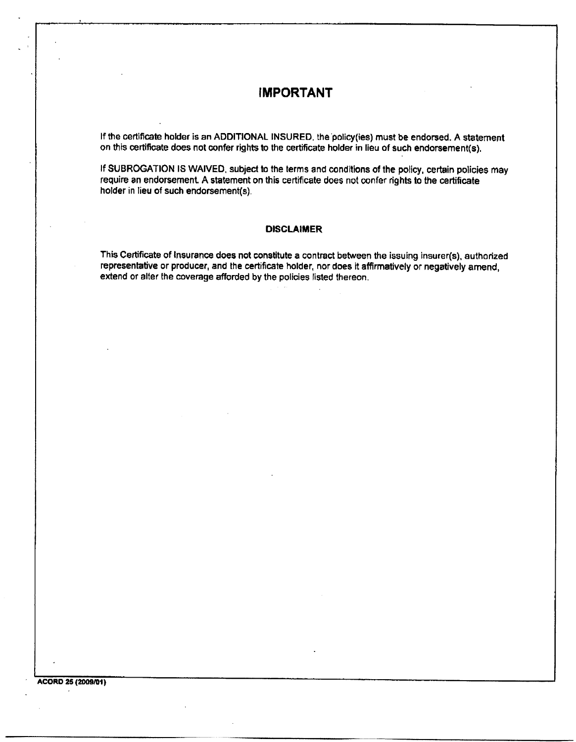# IMPORTANT

If the certificate holder is an ADDITIONAL INSURED, the policy(ies) must be endorsed. A statement on this certificate does not confer rights to the certificate holder in lieu of such endorsement(s).

If SUBROGATION IS WAIVED, subject to the terms and conditions of the policy, certain policies may require an endorsement. A statement on this certificate does not confer rights to the certificate holder in lieu of such endorsement(s).

## DISCLAIMER

This Certificate of Insurance does not constitute a contract between the issuing insurer(s), authorized representative or producer, and the certificate holder, nor does it affirmatively or negatively amend, extend or alter the coverage afforded by the policies listed thereon.

ACORD 25 (2009/01)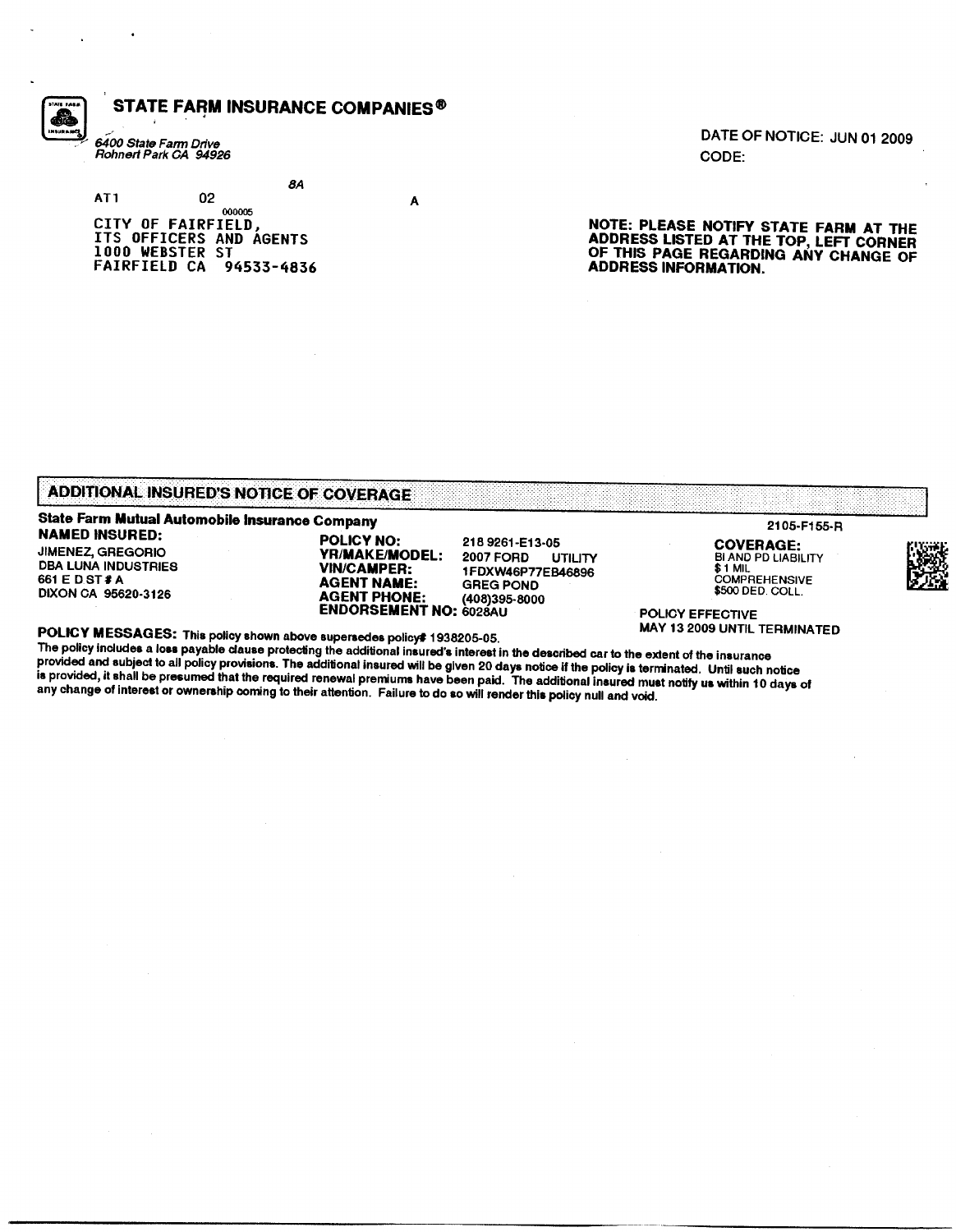# STATE FARM INSURANCE COMPANIES®

6400 State Farm Drive
Rohnert Park CA 94926

DATE OF NOTICE: JUN 01 2009
CODE:

8A
AT1 02 A
000005

CITY OF FAIRFIELD,
ITS OFFICERS AND AGENTS
1000 WEBSTER ST
FAIRFIELD CA 94533-4836

**NOTE: PLEASE NOTIFY STATE FARM AT THE ADDRESS LISTED AT THE TOP, LEFT CORNER OF THIS PAGE REGARDING ANY CHANGE OF ADDRESS INFORMATION.**

## ADDITIONAL INSURED'S NOTICE OF COVERAGE

**State Farm Mutual Automobile Insurance Company**

2105-F155-R

**NAMED INSURED:**
JIMENEZ, GREGORIO
DBA LUNA INDUSTRIES
661 E D ST # A
DIXON CA 95620-3126

**POLICY NO:** 218 9261-E13-05
**YR/MAKE/MODEL:** 2007 FORD UTILITY
**VIN/CAMPER:** 1FDXW46P77EB46896
**AGENT NAME:** GREG POND
**AGENT PHONE:** (408)395-8000
**ENDORSEMENT NO:** 6028AU

**COVERAGE:**
BI AND PD LIABILITY
$1 MIL
COMPREHENSIVE
$500 DED. COLL.

POLICY EFFECTIVE
MAY 13 2009 UNTIL TERMINATED

**POLICY MESSAGES:** This policy shown above supersedes policy# 1938205-05.
The policy includes a loss payable clause protecting the additional insured's interest in the described car to the extent of the insurance provided and subject to all policy provisions. The additional insured will be given 20 days notice if the policy is terminated. Until such notice is provided, it shall be presumed that the required renewal premiums have been paid. The additional insured must notify us within 10 days of any change of interest or ownership coming to their attention. Failure to do so will render this policy null and void.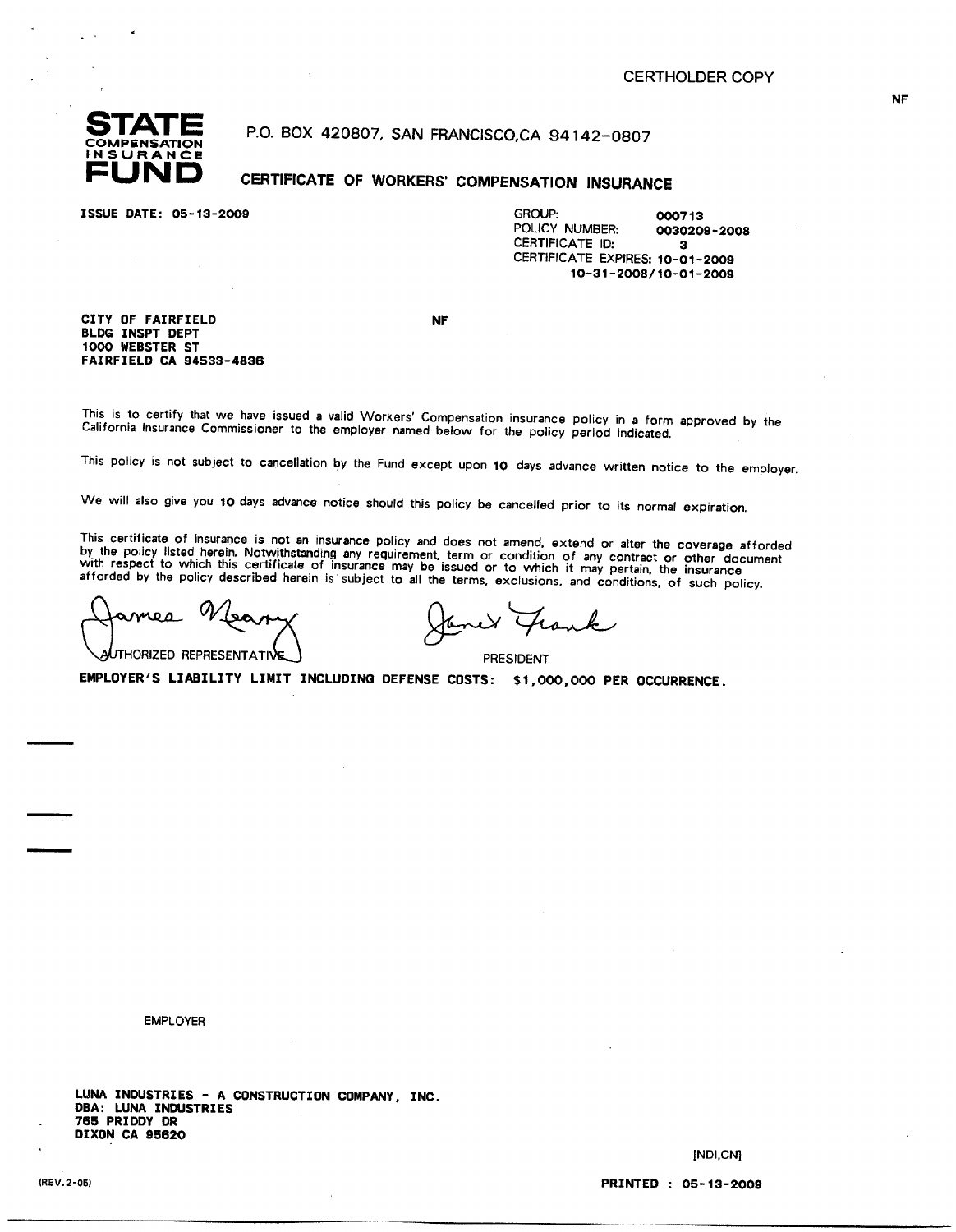CERTHOLDER COPY

NF

**STATE COMPENSATION INSURANCE FUND**

P.O. BOX 420807, SAN FRANCISCO,CA 94142-0807

## CERTIFICATE OF WORKERS' COMPENSATION INSURANCE

**ISSUE DATE: 05-13-2009**

GROUP: **000713**
POLICY NUMBER: **0030209-2008**
CERTIFICATE ID: **3**
CERTIFICATE EXPIRES: **10-01-2009**
**10-31-2008/10-01-2009**

**CITY OF FAIRFIELD**
**BLDG INSPT DEPT**
**1000 WEBSTER ST**
**FAIRFIELD CA 94533-4836**

**NF**

This is to certify that we have issued a valid Workers' Compensation insurance policy in a form approved by the California Insurance Commissioner to the employer named below for the policy period indicated.

This policy is not subject to cancellation by the Fund except upon **10** days advance written notice to the employer.

We will also give you **10** days advance notice should this policy be cancelled prior to its normal expiration.

This certificate of insurance is not an insurance policy and does not amend, extend or alter the coverage afforded by the policy listed herein. Notwithstanding any requirement, term or condition of any contract or other document with respect to which this certificate of insurance may be issued or to which it may pertain, the insurance afforded by the policy described herein is subject to all the terms, exclusions, and conditions, of such policy.

James Neary
AUTHORIZED REPRESENTATIVE

Janet Frank
PRESIDENT

**EMPLOYER'S LIABILITY LIMIT INCLUDING DEFENSE COSTS: $1,000,000 PER OCCURRENCE.**

EMPLOYER

**LUNA INDUSTRIES - A CONSTRUCTION COMPANY, INC.**
**DBA: LUNA INDUSTRIES**
**765 PRIDDY DR**
**DIXON CA 95620**

[NDI,CN]

(REV.2-05)

**PRINTED : 05-13-2009**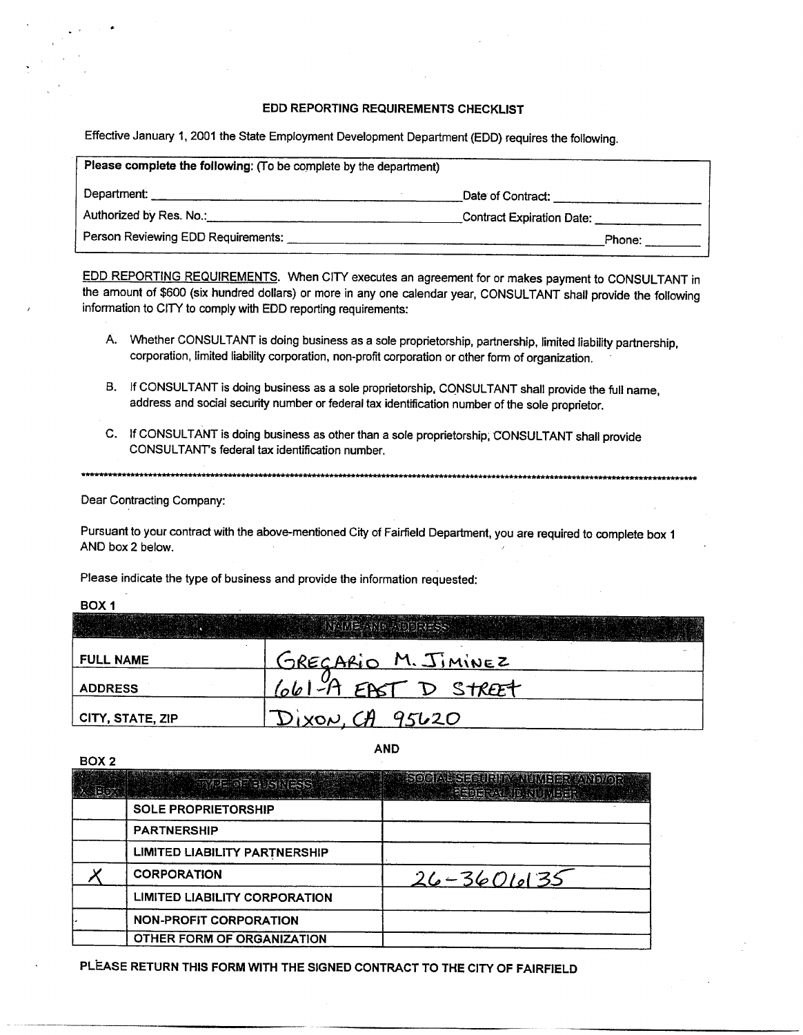# EDD REPORTING REQUIREMENTS CHECKLIST

Effective January 1, 2001 the State Employment Development Department (EDD) requires the following.

| **Please complete the following:** (To be complete by the department) | |
|---|---|
| Department: ______________________ | Date of Contract: ______________ |
| Authorized by Res. No.: ______________________ | Contract Expiration Date: ______________ |
| Person Reviewing EDD Requirements: ______________________ | Phone: ________ |

EDD REPORTING REQUIREMENTS. When CITY executes an agreement for or makes payment to CONSULTANT in the amount of $600 (six hundred dollars) or more in any one calendar year, CONSULTANT shall provide the following information to CITY to comply with EDD reporting requirements:

A. Whether CONSULTANT is doing business as a sole proprietorship, partnership, limited liability partnership, corporation, limited liability corporation, non-profit corporation or other form of organization.

B. If CONSULTANT is doing business as a sole proprietorship, CONSULTANT shall provide the full name, address and social security number or federal tax identification number of the sole proprietor.

C. If CONSULTANT is doing business as other than a sole proprietorship, CONSULTANT shall provide CONSULTANT's federal tax identification number.

\*\*\*\*\*\*\*\*\*\*\*\*\*\*\*\*\*\*\*\*\*\*\*\*\*\*\*\*\*\*\*\*\*\*\*\*\*\*\*\*\*\*\*\*\*\*\*\*\*\*\*\*\*\*\*\*\*\*\*\*\*\*\*\*

Dear Contracting Company:

Pursuant to your contract with the above-mentioned City of Fairfield Department, you are required to complete box 1 AND box 2 below.

Please indicate the type of business and provide the information requested:

**BOX 1**

| NAME AND ADDRESS | |
|---|---|
| **FULL NAME** | GREGARIO M. JIMINEZ |
| **ADDRESS** | 661-A EAST D STREET |
| **CITY, STATE, ZIP** | DIXON, CA 95620 |

**AND**

**BOX 2**

| X Box | TYPE OF BUSINESS | SOCIAL SECURITY NUMBER AND/OR FEDERAL ID NUMBER |
|---|---|---|
| | **SOLE PROPRIETORSHIP** | |
| | **PARTNERSHIP** | |
| | **LIMITED LIABILITY PARTNERSHIP** | |
| X | **CORPORATION** | 26-3601635 |
| | **LIMITED LIABILITY CORPORATION** | |
| | **NON-PROFIT CORPORATION** | |
| | **OTHER FORM OF ORGANIZATION** | |

**PLEASE RETURN THIS FORM WITH THE SIGNED CONTRACT TO THE CITY OF FAIRFIELD**